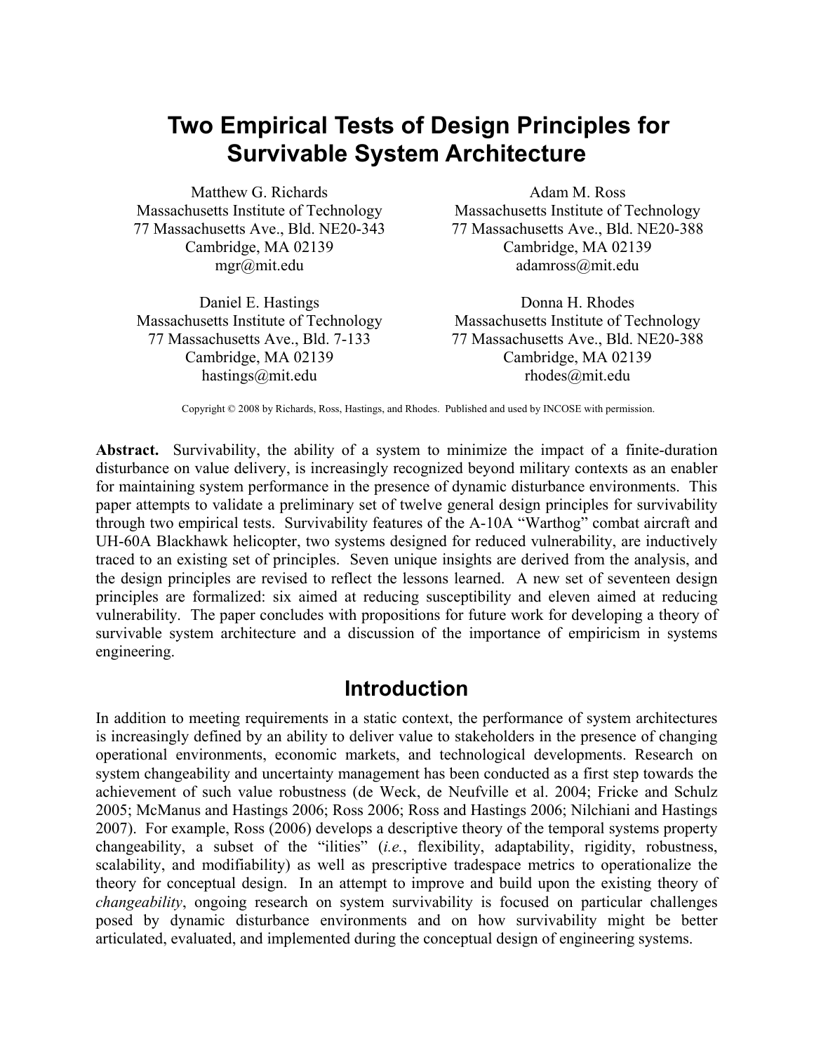# Two Empirical Tests of Design Principles for Survivable System Architecture

Matthew G. Richards
Massachusetts Institute of Technology
77 Massachusetts Ave., Bld. NE20-343
Cambridge, MA 02139
mgr@mit.edu

Adam M. Ross
Massachusetts Institute of Technology
77 Massachusetts Ave., Bld. NE20-388
Cambridge, MA 02139
adamross@mit.edu

Daniel E. Hastings
Massachusetts Institute of Technology
77 Massachusetts Ave., Bld. 7-133
Cambridge, MA 02139
hastings@mit.edu

Donna H. Rhodes
Massachusetts Institute of Technology
77 Massachusetts Ave., Bld. NE20-388
Cambridge, MA 02139
rhodes@mit.edu

Copyright © 2008 by Richards, Ross, Hastings, and Rhodes. Published and used by INCOSE with permission.

**Abstract.** Survivability, the ability of a system to minimize the impact of a finite-duration disturbance on value delivery, is increasingly recognized beyond military contexts as an enabler for maintaining system performance in the presence of dynamic disturbance environments. This paper attempts to validate a preliminary set of twelve general design principles for survivability through two empirical tests. Survivability features of the A-10A "Warthog" combat aircraft and UH-60A Blackhawk helicopter, two systems designed for reduced vulnerability, are inductively traced to an existing set of principles. Seven unique insights are derived from the analysis, and the design principles are revised to reflect the lessons learned. A new set of seventeen design principles are formalized: six aimed at reducing susceptibility and eleven aimed at reducing vulnerability. The paper concludes with propositions for future work for developing a theory of survivable system architecture and a discussion of the importance of empiricism in systems engineering.

## Introduction

In addition to meeting requirements in a static context, the performance of system architectures is increasingly defined by an ability to deliver value to stakeholders in the presence of changing operational environments, economic markets, and technological developments. Research on system changeability and uncertainty management has been conducted as a first step towards the achievement of such value robustness (de Weck, de Neufville et al. 2004; Fricke and Schulz 2005; McManus and Hastings 2006; Ross 2006; Ross and Hastings 2006; Nilchiani and Hastings 2007). For example, Ross (2006) develops a descriptive theory of the temporal systems property changeability, a subset of the "ilities" (*i.e.*, flexibility, adaptability, rigidity, robustness, scalability, and modifiability) as well as prescriptive tradespace metrics to operationalize the theory for conceptual design. In an attempt to improve and build upon the existing theory of *changeability*, ongoing research on system survivability is focused on particular challenges posed by dynamic disturbance environments and on how survivability might be better articulated, evaluated, and implemented during the conceptual design of engineering systems.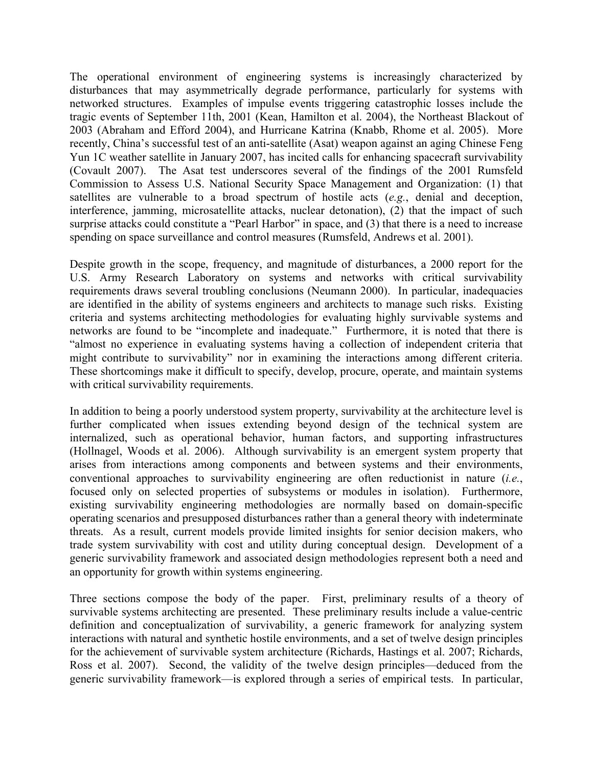The operational environment of engineering systems is increasingly characterized by disturbances that may asymmetrically degrade performance, particularly for systems with networked structures. Examples of impulse events triggering catastrophic losses include the tragic events of September 11th, 2001 (Kean, Hamilton et al. 2004), the Northeast Blackout of 2003 (Abraham and Efford 2004), and Hurricane Katrina (Knabb, Rhome et al. 2005). More recently, China's successful test of an anti-satellite (Asat) weapon against an aging Chinese Feng Yun 1C weather satellite in January 2007, has incited calls for enhancing spacecraft survivability (Covault 2007). The Asat test underscores several of the findings of the 2001 Rumsfeld Commission to Assess U.S. National Security Space Management and Organization: (1) that satellites are vulnerable to a broad spectrum of hostile acts (*e.g.*, denial and deception, interference, jamming, microsatellite attacks, nuclear detonation), (2) that the impact of such surprise attacks could constitute a "Pearl Harbor" in space, and (3) that there is a need to increase spending on space surveillance and control measures (Rumsfeld, Andrews et al. 2001).

Despite growth in the scope, frequency, and magnitude of disturbances, a 2000 report for the U.S. Army Research Laboratory on systems and networks with critical survivability requirements draws several troubling conclusions (Neumann 2000). In particular, inadequacies are identified in the ability of systems engineers and architects to manage such risks. Existing criteria and systems architecting methodologies for evaluating highly survivable systems and networks are found to be "incomplete and inadequate." Furthermore, it is noted that there is "almost no experience in evaluating systems having a collection of independent criteria that might contribute to survivability" nor in examining the interactions among different criteria. These shortcomings make it difficult to specify, develop, procure, operate, and maintain systems with critical survivability requirements.

In addition to being a poorly understood system property, survivability at the architecture level is further complicated when issues extending beyond design of the technical system are internalized, such as operational behavior, human factors, and supporting infrastructures (Hollnagel, Woods et al. 2006). Although survivability is an emergent system property that arises from interactions among components and between systems and their environments, conventional approaches to survivability engineering are often reductionist in nature (*i.e.*, focused only on selected properties of subsystems or modules in isolation). Furthermore, existing survivability engineering methodologies are normally based on domain-specific operating scenarios and presupposed disturbances rather than a general theory with indeterminate threats. As a result, current models provide limited insights for senior decision makers, who trade system survivability with cost and utility during conceptual design. Development of a generic survivability framework and associated design methodologies represent both a need and an opportunity for growth within systems engineering.

Three sections compose the body of the paper. First, preliminary results of a theory of survivable systems architecting are presented. These preliminary results include a value-centric definition and conceptualization of survivability, a generic framework for analyzing system interactions with natural and synthetic hostile environments, and a set of twelve design principles for the achievement of survivable system architecture (Richards, Hastings et al. 2007; Richards, Ross et al. 2007). Second, the validity of the twelve design principles—deduced from the generic survivability framework—is explored through a series of empirical tests. In particular,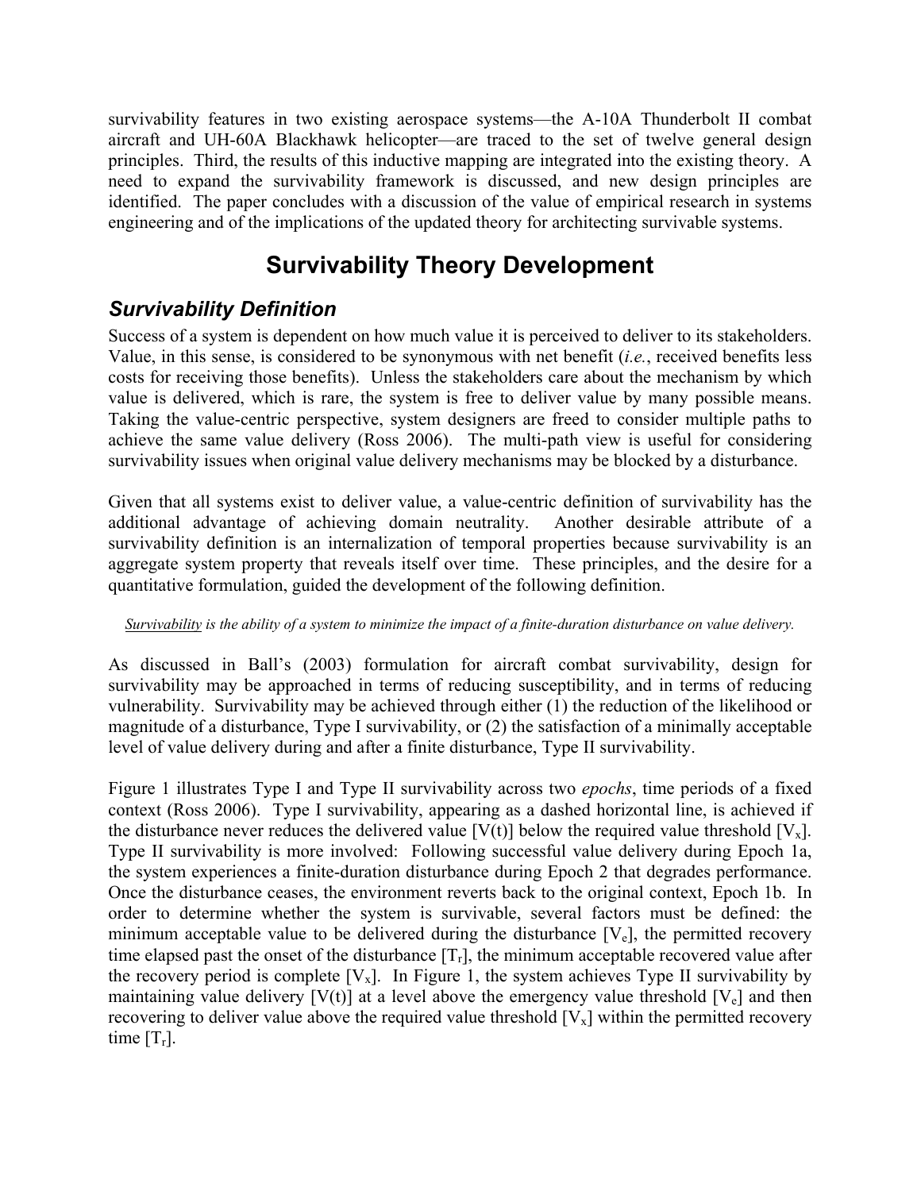survivability features in two existing aerospace systems—the A-10A Thunderbolt II combat aircraft and UH-60A Blackhawk helicopter—are traced to the set of twelve general design principles. Third, the results of this inductive mapping are integrated into the existing theory. A need to expand the survivability framework is discussed, and new design principles are identified. The paper concludes with a discussion of the value of empirical research in systems engineering and of the implications of the updated theory for architecting survivable systems.

# Survivability Theory Development

## *Survivability Definition*

Success of a system is dependent on how much value it is perceived to deliver to its stakeholders. Value, in this sense, is considered to be synonymous with net benefit (*i.e.*, received benefits less costs for receiving those benefits). Unless the stakeholders care about the mechanism by which value is delivered, which is rare, the system is free to deliver value by many possible means. Taking the value-centric perspective, system designers are freed to consider multiple paths to achieve the same value delivery (Ross 2006). The multi-path view is useful for considering survivability issues when original value delivery mechanisms may be blocked by a disturbance.

Given that all systems exist to deliver value, a value-centric definition of survivability has the additional advantage of achieving domain neutrality. Another desirable attribute of a survivability definition is an internalization of temporal properties because survivability is an aggregate system property that reveals itself over time. These principles, and the desire for a quantitative formulation, guided the development of the following definition.

*Survivability is the ability of a system to minimize the impact of a finite-duration disturbance on value delivery.*

As discussed in Ball's (2003) formulation for aircraft combat survivability, design for survivability may be approached in terms of reducing susceptibility, and in terms of reducing vulnerability. Survivability may be achieved through either (1) the reduction of the likelihood or magnitude of a disturbance, Type I survivability, or (2) the satisfaction of a minimally acceptable level of value delivery during and after a finite disturbance, Type II survivability.

Figure 1 illustrates Type I and Type II survivability across two *epochs*, time periods of a fixed context (Ross 2006). Type I survivability, appearing as a dashed horizontal line, is achieved if the disturbance never reduces the delivered value [$V(t)$] below the required value threshold [$V_x$]. Type II survivability is more involved: Following successful value delivery during Epoch 1a, the system experiences a finite-duration disturbance during Epoch 2 that degrades performance. Once the disturbance ceases, the environment reverts back to the original context, Epoch 1b. In order to determine whether the system is survivable, several factors must be defined: the minimum acceptable value to be delivered during the disturbance [$V_e$], the permitted recovery time elapsed past the onset of the disturbance [$T_r$], the minimum acceptable recovered value after the recovery period is complete [$V_x$]. In Figure 1, the system achieves Type II survivability by maintaining value delivery [$V(t)$] at a level above the emergency value threshold [$V_e$] and then recovering to deliver value above the required value threshold [$V_x$] within the permitted recovery time [$T_r$].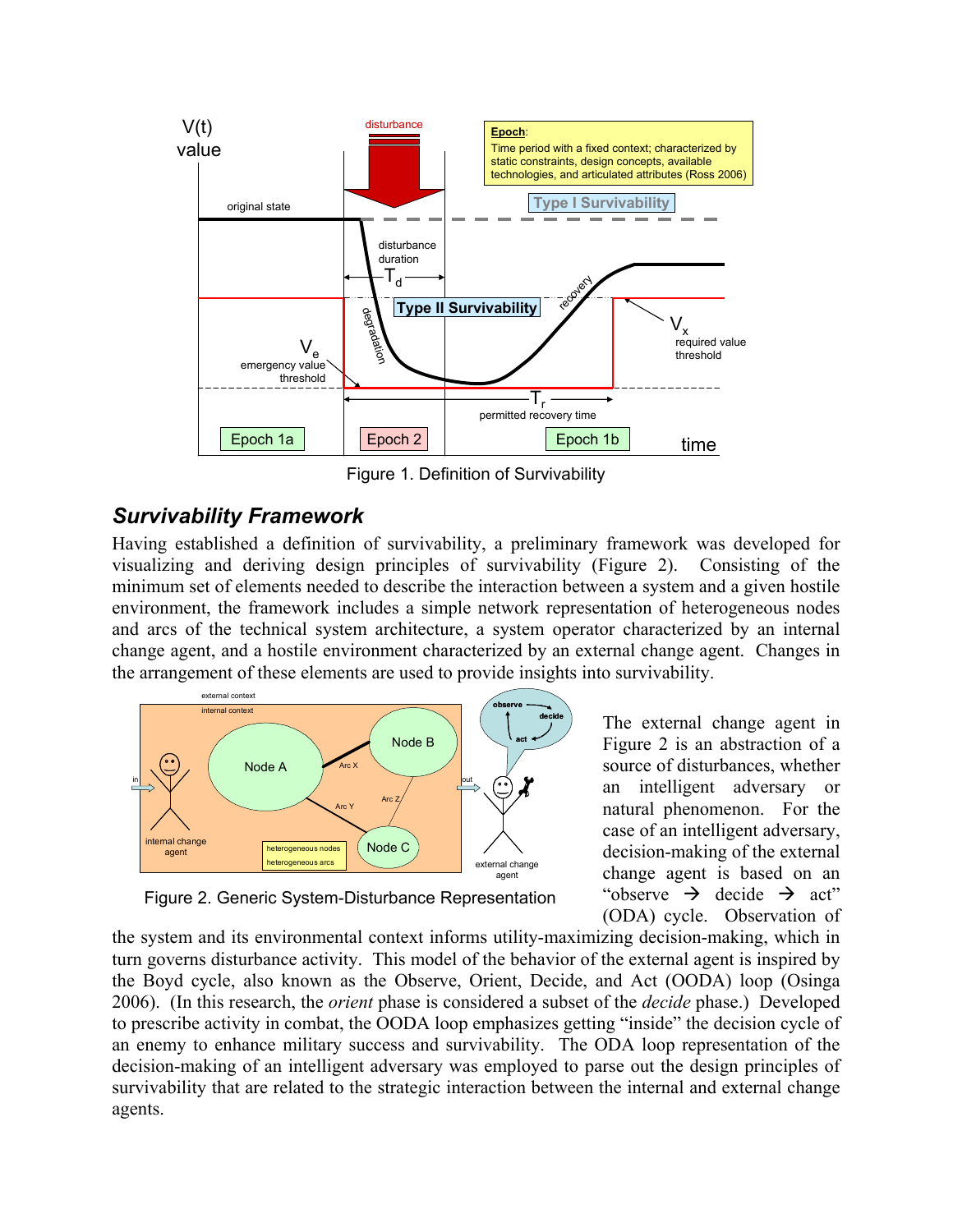Figure 1. Definition of Survivability

## *Survivability Framework*

Having established a definition of survivability, a preliminary framework was developed for visualizing and deriving design principles of survivability (Figure 2). Consisting of the minimum set of elements needed to describe the interaction between a system and a given hostile environment, the framework includes a simple network representation of heterogeneous nodes and arcs of the technical system architecture, a system operator characterized by an internal change agent, and a hostile environment characterized by an external change agent. Changes in the arrangement of these elements are used to provide insights into survivability.

Figure 2. Generic System-Disturbance Representation

The external change agent in Figure 2 is an abstraction of a source of disturbances, whether an intelligent adversary or natural phenomenon. For the case of an intelligent adversary, decision-making of the external change agent is based on an "observe → decide → act" (ODA) cycle. Observation of the system and its environmental context informs utility-maximizing decision-making, which in turn governs disturbance activity. This model of the behavior of the external agent is inspired by the Boyd cycle, also known as the Observe, Orient, Decide, and Act (OODA) loop (Osinga 2006). (In this research, the *orient* phase is considered a subset of the *decide* phase.) Developed to prescribe activity in combat, the OODA loop emphasizes getting "inside" the decision cycle of an enemy to enhance military success and survivability. The ODA loop representation of the decision-making of an intelligent adversary was employed to parse out the design principles of survivability that are related to the strategic interaction between the internal and external change agents.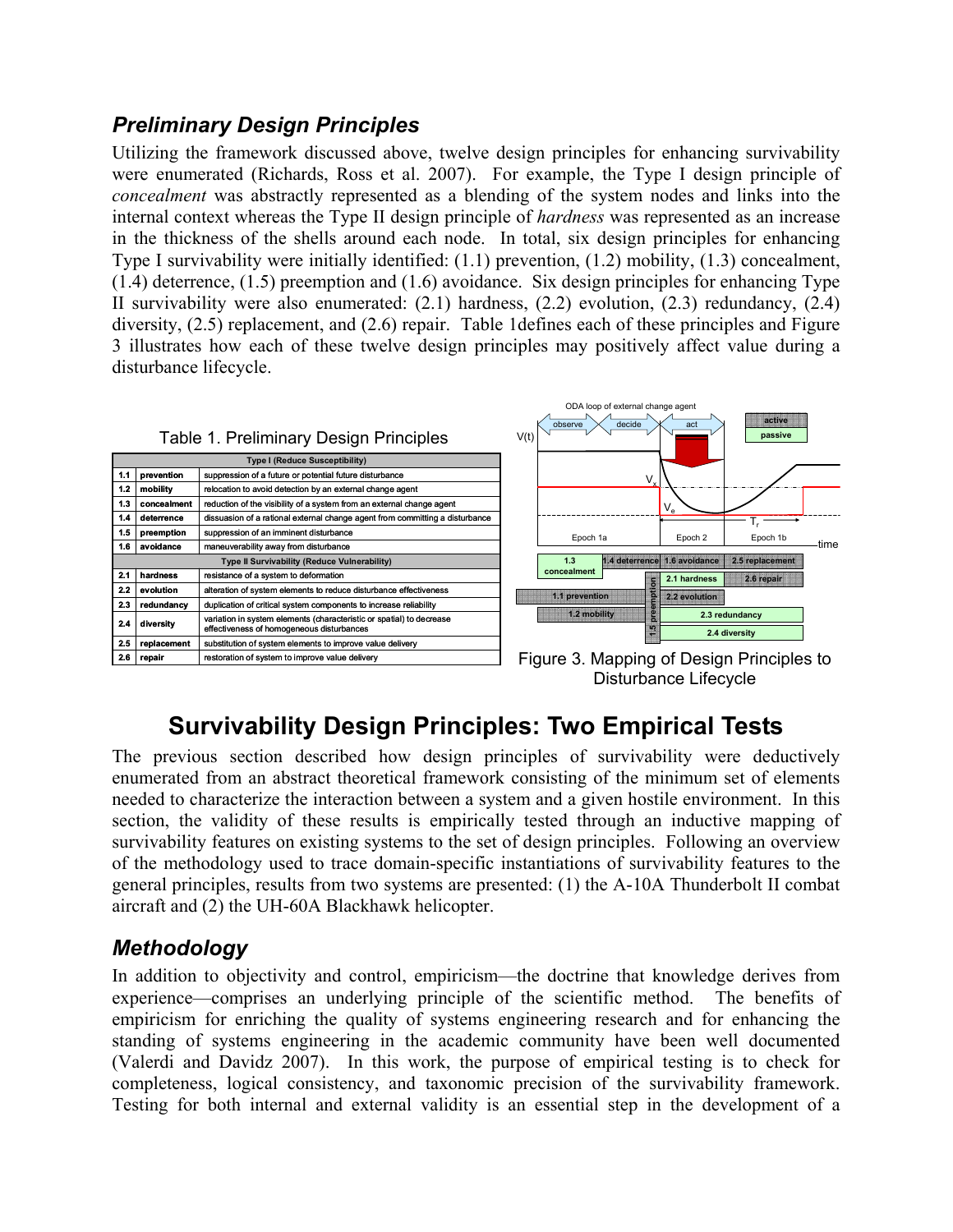## *Preliminary Design Principles*

Utilizing the framework discussed above, twelve design principles for enhancing survivability were enumerated (Richards, Ross et al. 2007). For example, the Type I design principle of *concealment* was abstractly represented as a blending of the system nodes and links into the internal context whereas the Type II design principle of *hardness* was represented as an increase in the thickness of the shells around each node. In total, six design principles for enhancing Type I survivability were initially identified: (1.1) prevention, (1.2) mobility, (1.3) concealment, (1.4) deterrence, (1.5) preemption and (1.6) avoidance. Six design principles for enhancing Type II survivability were also enumerated: (2.1) hardness, (2.2) evolution, (2.3) redundancy, (2.4) diversity, (2.5) replacement, and (2.6) repair. Table 1defines each of these principles and Figure 3 illustrates how each of these twelve design principles may positively affect value during a disturbance lifecycle.

Table 1. Preliminary Design Principles

| | | |
|---|---|---|
| **Type I (Reduce Susceptibility)** | | |
| **1.1** | **prevention** | suppression of a future or potential future disturbance |
| **1.2** | **mobility** | relocation to avoid detection by an external change agent |
| **1.3** | **concealment** | reduction of the visibility of a system from an external change agent |
| **1.4** | **deterrence** | dissuasion of a rational external change agent from committing a disturbance |
| **1.5** | **preemption** | suppression of an imminent disturbance |
| **1.6** | **avoidance** | maneuverability away from disturbance |
| **Type II Survivability (Reduce Vulnerability)** | | |
| **2.1** | **hardness** | resistance of a system to deformation |
| **2.2** | **evolution** | alteration of system elements to reduce disturbance effectiveness |
| **2.3** | **redundancy** | duplication of critical system components to increase reliability |
| **2.4** | **diversity** | variation in system elements (characteristic or spatial) to decrease effectiveness of homogeneous disturbances |
| **2.5** | **replacement** | substitution of system elements to improve value delivery |
| **2.6** | **repair** | restoration of system to improve value delivery |

Figure 3. Mapping of Design Principles to Disturbance Lifecycle

# Survivability Design Principles: Two Empirical Tests

The previous section described how design principles of survivability were deductively enumerated from an abstract theoretical framework consisting of the minimum set of elements needed to characterize the interaction between a system and a given hostile environment. In this section, the validity of these results is empirically tested through an inductive mapping of survivability features on existing systems to the set of design principles. Following an overview of the methodology used to trace domain-specific instantiations of survivability features to the general principles, results from two systems are presented: (1) the A-10A Thunderbolt II combat aircraft and (2) the UH-60A Blackhawk helicopter.

## *Methodology*

In addition to objectivity and control, empiricism—the doctrine that knowledge derives from experience—comprises an underlying principle of the scientific method. The benefits of empiricism for enriching the quality of systems engineering research and for enhancing the standing of systems engineering in the academic community have been well documented (Valerdi and Davidz 2007). In this work, the purpose of empirical testing is to check for completeness, logical consistency, and taxonomic precision of the survivability framework. Testing for both internal and external validity is an essential step in the development of a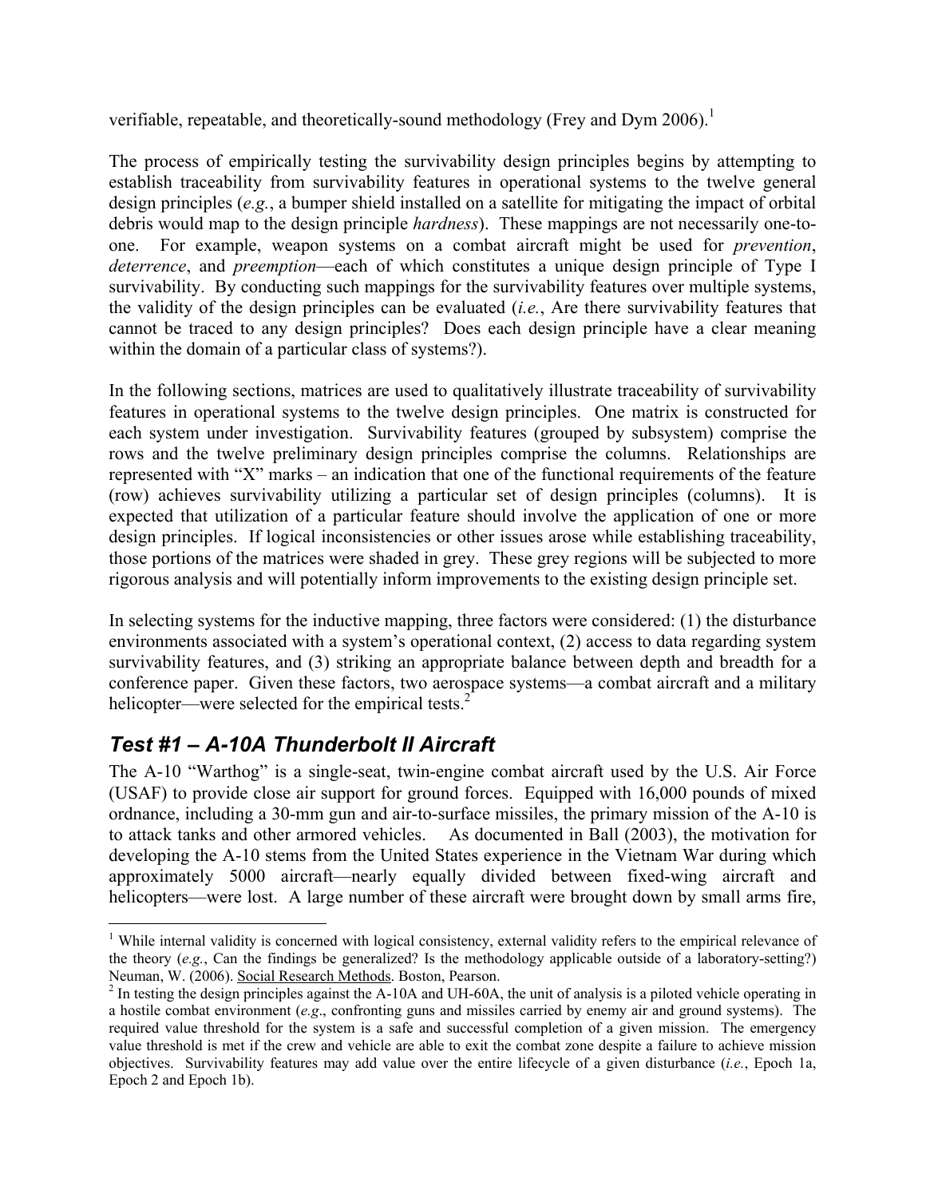verifiable, repeatable, and theoretically-sound methodology (Frey and Dym 2006).[1]

The process of empirically testing the survivability design principles begins by attempting to establish traceability from survivability features in operational systems to the twelve general design principles (*e.g.*, a bumper shield installed on a satellite for mitigating the impact of orbital debris would map to the design principle *hardness*). These mappings are not necessarily one-to-one. For example, weapon systems on a combat aircraft might be used for *prevention*, *deterrence*, and *preemption*—each of which constitutes a unique design principle of Type I survivability. By conducting such mappings for the survivability features over multiple systems, the validity of the design principles can be evaluated (*i.e.*, Are there survivability features that cannot be traced to any design principles? Does each design principle have a clear meaning within the domain of a particular class of systems?).

In the following sections, matrices are used to qualitatively illustrate traceability of survivability features in operational systems to the twelve design principles. One matrix is constructed for each system under investigation. Survivability features (grouped by subsystem) comprise the rows and the twelve preliminary design principles comprise the columns. Relationships are represented with "X" marks – an indication that one of the functional requirements of the feature (row) achieves survivability utilizing a particular set of design principles (columns). It is expected that utilization of a particular feature should involve the application of one or more design principles. If logical inconsistencies or other issues arose while establishing traceability, those portions of the matrices were shaded in grey. These grey regions will be subjected to more rigorous analysis and will potentially inform improvements to the existing design principle set.

In selecting systems for the inductive mapping, three factors were considered: (1) the disturbance environments associated with a system's operational context, (2) access to data regarding system survivability features, and (3) striking an appropriate balance between depth and breadth for a conference paper. Given these factors, two aerospace systems—a combat aircraft and a military helicopter—were selected for the empirical tests.[2]

## *Test #1 – A-10A Thunderbolt II Aircraft*

The A-10 "Warthog" is a single-seat, twin-engine combat aircraft used by the U.S. Air Force (USAF) to provide close air support for ground forces. Equipped with 16,000 pounds of mixed ordnance, including a 30-mm gun and air-to-surface missiles, the primary mission of the A-10 is to attack tanks and other armored vehicles. As documented in Ball (2003), the motivation for developing the A-10 stems from the United States experience in the Vietnam War during which approximately 5000 aircraft—nearly equally divided between fixed-wing aircraft and helicopters—were lost. A large number of these aircraft were brought down by small arms fire,

---

[1] While internal validity is concerned with logical consistency, external validity refers to the empirical relevance of the theory (*e.g.*, Can the findings be generalized? Is the methodology applicable outside of a laboratory-setting?) Neuman, W. (2006). Social Research Methods. Boston, Pearson.

[2] In testing the design principles against the A-10A and UH-60A, the unit of analysis is a piloted vehicle operating in a hostile combat environment (*e.g*., confronting guns and missiles carried by enemy air and ground systems). The required value threshold for the system is a safe and successful completion of a given mission. The emergency value threshold is met if the crew and vehicle are able to exit the combat zone despite a failure to achieve mission objectives. Survivability features may add value over the entire lifecycle of a given disturbance (*i.e.*, Epoch 1a, Epoch 2 and Epoch 1b).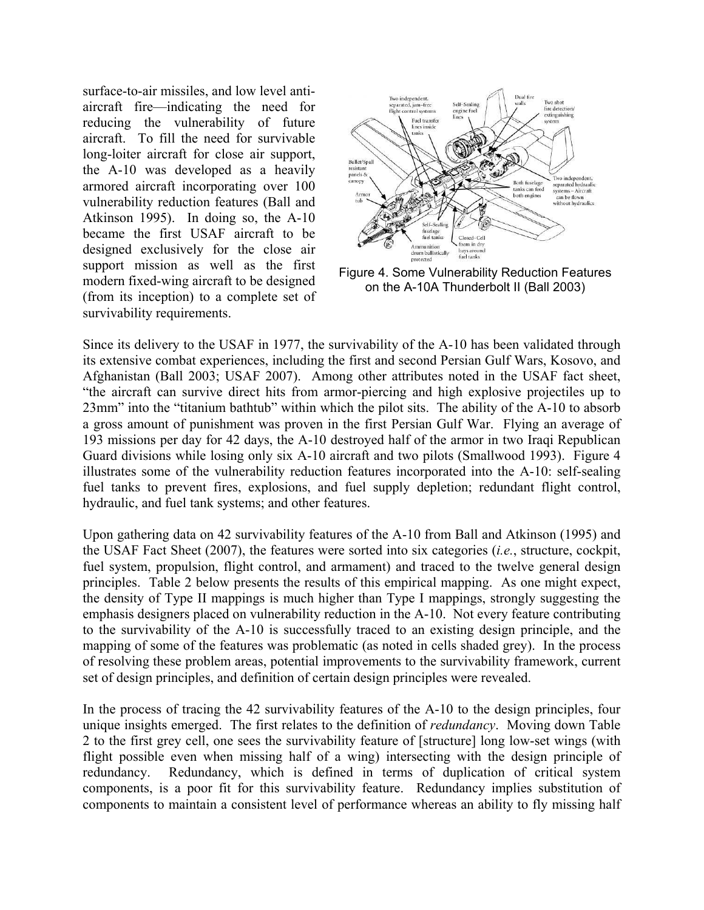surface-to-air missiles, and low level anti-aircraft fire—indicating the need for reducing the vulnerability of future aircraft. To fill the need for survivable long-loiter aircraft for close air support, the A-10 was developed as a heavily armored aircraft incorporating over 100 vulnerability reduction features (Ball and Atkinson 1995). In doing so, the A-10 became the first USAF aircraft to be designed exclusively for the close air support mission as well as the first modern fixed-wing aircraft to be designed (from its inception) to a complete set of survivability requirements.

Figure 4. Some Vulnerability Reduction Features on the A-10A Thunderbolt II (Ball 2003)

Since its delivery to the USAF in 1977, the survivability of the A-10 has been validated through its extensive combat experiences, including the first and second Persian Gulf Wars, Kosovo, and Afghanistan (Ball 2003; USAF 2007). Among other attributes noted in the USAF fact sheet, "the aircraft can survive direct hits from armor-piercing and high explosive projectiles up to 23mm" into the "titanium bathtub" within which the pilot sits. The ability of the A-10 to absorb a gross amount of punishment was proven in the first Persian Gulf War. Flying an average of 193 missions per day for 42 days, the A-10 destroyed half of the armor in two Iraqi Republican Guard divisions while losing only six A-10 aircraft and two pilots (Smallwood 1993). Figure 4 illustrates some of the vulnerability reduction features incorporated into the A-10: self-sealing fuel tanks to prevent fires, explosions, and fuel supply depletion; redundant flight control, hydraulic, and fuel tank systems; and other features.

Upon gathering data on 42 survivability features of the A-10 from Ball and Atkinson (1995) and the USAF Fact Sheet (2007), the features were sorted into six categories (*i.e.*, structure, cockpit, fuel system, propulsion, flight control, and armament) and traced to the twelve general design principles. Table 2 below presents the results of this empirical mapping. As one might expect, the density of Type II mappings is much higher than Type I mappings, strongly suggesting the emphasis designers placed on vulnerability reduction in the A-10. Not every feature contributing to the survivability of the A-10 is successfully traced to an existing design principle, and the mapping of some of the features was problematic (as noted in cells shaded grey). In the process of resolving these problem areas, potential improvements to the survivability framework, current set of design principles, and definition of certain design principles were revealed.

In the process of tracing the 42 survivability features of the A-10 to the design principles, four unique insights emerged. The first relates to the definition of *redundancy*. Moving down Table 2 to the first grey cell, one sees the survivability feature of [structure] long low-set wings (with flight possible even when missing half of a wing) intersecting with the design principle of redundancy. Redundancy, which is defined in terms of duplication of critical system components, is a poor fit for this survivability feature. Redundancy implies substitution of components to maintain a consistent level of performance whereas an ability to fly missing half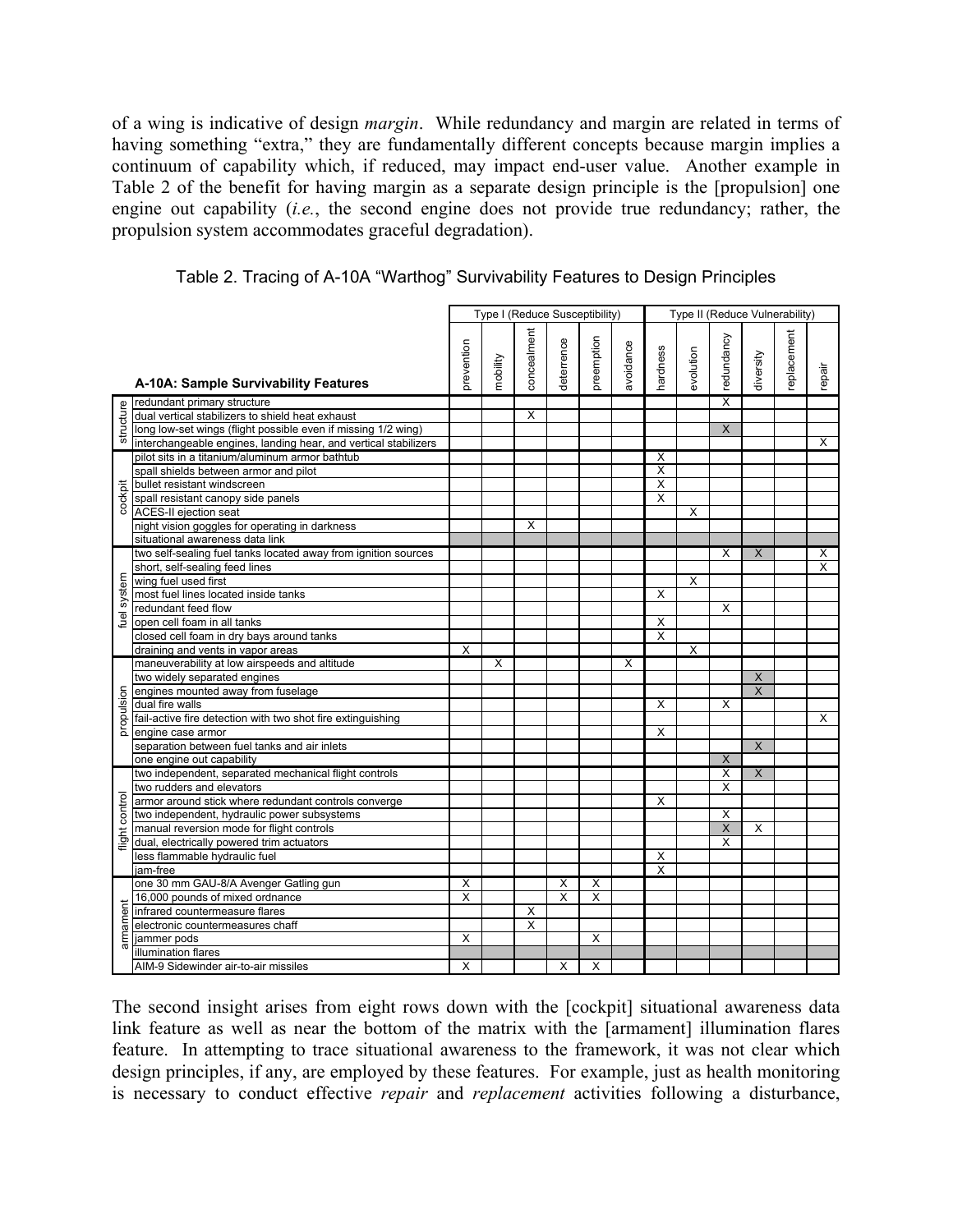of a wing is indicative of design *margin*. While redundancy and margin are related in terms of having something "extra," they are fundamentally different concepts because margin implies a continuum of capability which, if reduced, may impact end-user value. Another example in Table 2 of the benefit for having margin as a separate design principle is the [propulsion] one engine out capability (*i.e.*, the second engine does not provide true redundancy; rather, the propulsion system accommodates graceful degradation).

Table 2. Tracing of A-10A "Warthog" Survivability Features to Design Principles

| | | Type I (Reduce Susceptibility) | | | | | | Type II (Reduce Vulnerability) | | | | | |
|---|---|---|---|---|---|---|---|---|---|---|---|---|---|
| | **A-10A: Sample Survivability Features** | prevention | mobility | concealment | deterrence | preemption | avoidance | hardness | evolution | redundancy | diversity | replacement | repair |
| structure | redundant primary structure | | | | | | | | | X | | | |
| structure | dual vertical stabilizers to shield heat exhaust | | | X | | | | | | | | | |
| structure | long low-set wings (flight possible even if missing 1/2 wing) | | | | | | | | | X | | | |
| structure | interchangeable engines, landing hear, and vertical stabilizers | | | | | | | | | | | | X |
| cockpit | pilot sits in a titanium/aluminum armor bathtub | | | | | | | X | | | | | |
| cockpit | spall shields between armor and pilot | | | | | | | X | | | | | |
| cockpit | bullet resistant windscreen | | | | | | | X | | | | | |
| cockpit | spall resistant canopy side panels | | | | | | | X | | | | | |
| cockpit | ACES-II ejection seat | | | | | | | | X | | | | |
| cockpit | night vision goggles for operating in darkness | | | X | | | | | | | | | |
| cockpit | situational awareness data link | | | | | | | | | | | | |
| fuel system | two self-sealing fuel tanks located away from ignition sources | | | | | | | | | X | X | | X |
| fuel system | short, self-sealing feed lines | | | | | | | | | | | | X |
| fuel system | wing fuel used first | | | | | | | | X | | | | |
| fuel system | most fuel lines located inside tanks | | | | | | | X | | | | | |
| fuel system | redundant feed flow | | | | | | | | | X | | | |
| fuel system | open cell foam in all tanks | | | | | | | X | | | | | |
| fuel system | closed cell foam in dry bays around tanks | | | | | | | X | | | | | |
| fuel system | draining and vents in vapor areas | X | | | | | | | X | | | | |
| propulsion | maneuverability at low airspeeds and altitude | | X | | | | X | | | | | | |
| propulsion | two widely separated engines | | | | | | | | | | X | | |
| propulsion | engines mounted away from fuselage | | | | | | | | | | X | | |
| propulsion | dual fire walls | | | | | | | X | | X | | | |
| propulsion | fail-active fire detection with two shot fire extinguishing | | | | | | | | | | | | X |
| propulsion | engine case armor | | | | | | | X | | | | | |
| propulsion | separation between fuel tanks and air inlets | | | | | | | | | | X | | |
| propulsion | one engine out capability | | | | | | | | | X | | | |
| flight control | two independent, separated mechanical flight controls | | | | | | | | | X | X | | |
| flight control | two rudders and elevators | | | | | | | | | X | | | |
| flight control | armor around stick where redundant controls converge | | | | | | | X | | | | | |
| flight control | two independent, hydraulic power subsystems | | | | | | | | | X | | | |
| flight control | manual reversion mode for flight controls | | | | | | | | | X | X | | |
| flight control | dual, electrically powered trim actuators | | | | | | | | | X | | | |
| flight control | less flammable hydraulic fuel | | | | | | | X | | | | | |
| flight control | jam-free | | | | | | | X | | | | | |
| armament | one 30 mm GAU-8/A Avenger Gatling gun | X | | | X | X | | | | | | | |
| armament | 16,000 pounds of mixed ordnance | X | | | X | X | | | | | | | |
| armament | infrared countermeasure flares | | | X | | | | | | | | | |
| armament | electronic countermeasures chaff | | | X | | | | | | | | | |
| armament | jammer pods | X | | | | X | | | | | | | |
| armament | illumination flares | | | | | | | | | | | | |
| armament | AIM-9 Sidewinder air-to-air missiles | X | | | X | X | | | | | | | |

The second insight arises from eight rows down with the [cockpit] situational awareness data link feature as well as near the bottom of the matrix with the [armament] illumination flares feature. In attempting to trace situational awareness to the framework, it was not clear which design principles, if any, are employed by these features. For example, just as health monitoring is necessary to conduct effective *repair* and *replacement* activities following a disturbance,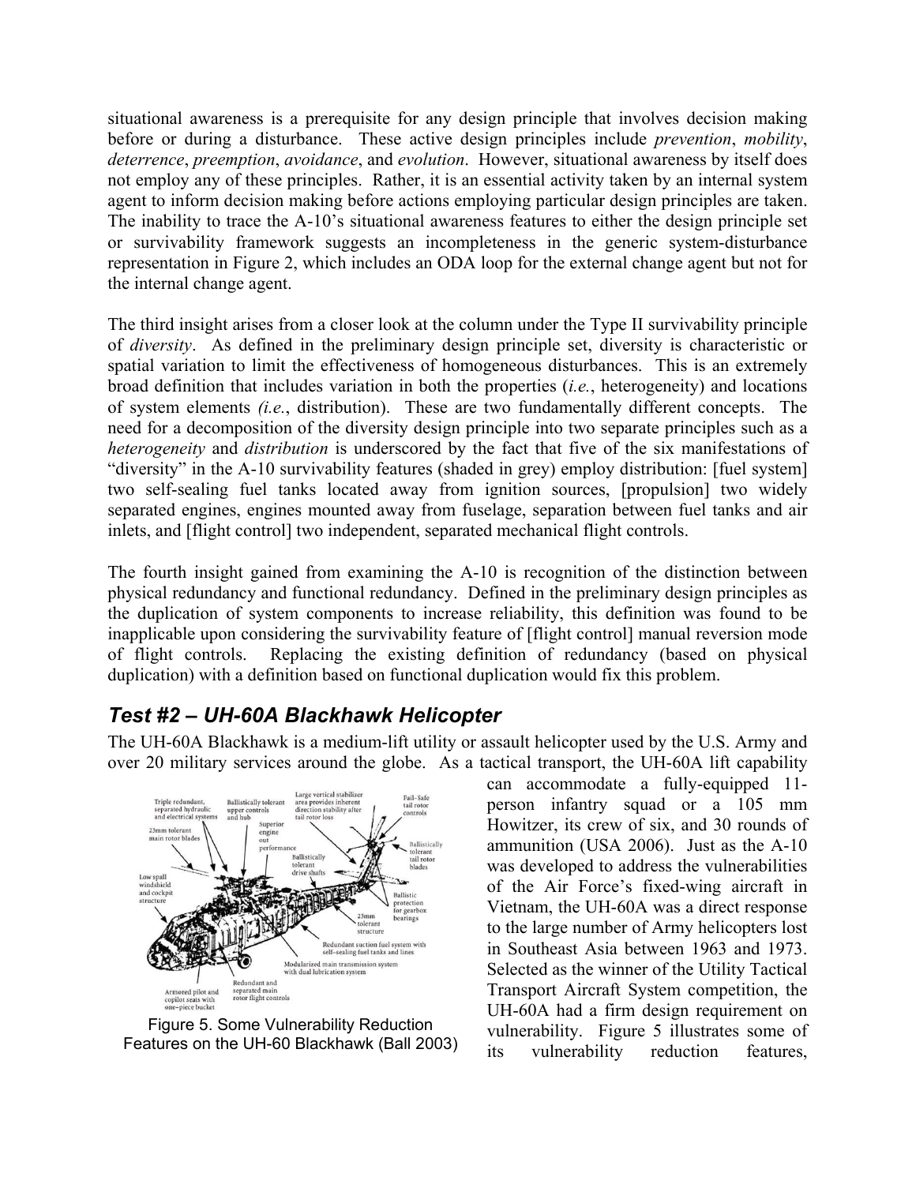situational awareness is a prerequisite for any design principle that involves decision making before or during a disturbance. These active design principles include *prevention*, *mobility*, *deterrence*, *preemption*, *avoidance*, and *evolution*. However, situational awareness by itself does not employ any of these principles. Rather, it is an essential activity taken by an internal system agent to inform decision making before actions employing particular design principles are taken. The inability to trace the A-10's situational awareness features to either the design principle set or survivability framework suggests an incompleteness in the generic system-disturbance representation in Figure 2, which includes an ODA loop for the external change agent but not for the internal change agent.

The third insight arises from a closer look at the column under the Type II survivability principle of *diversity*. As defined in the preliminary design principle set, diversity is characteristic or spatial variation to limit the effectiveness of homogeneous disturbances. This is an extremely broad definition that includes variation in both the properties (*i.e.*, heterogeneity) and locations of system elements *(i.e.*, distribution). These are two fundamentally different concepts. The need for a decomposition of the diversity design principle into two separate principles such as a *heterogeneity* and *distribution* is underscored by the fact that five of the six manifestations of "diversity" in the A-10 survivability features (shaded in grey) employ distribution: [fuel system] two self-sealing fuel tanks located away from ignition sources, [propulsion] two widely separated engines, engines mounted away from fuselage, separation between fuel tanks and air inlets, and [flight control] two independent, separated mechanical flight controls.

The fourth insight gained from examining the A-10 is recognition of the distinction between physical redundancy and functional redundancy. Defined in the preliminary design principles as the duplication of system components to increase reliability, this definition was found to be inapplicable upon considering the survivability feature of [flight control] manual reversion mode of flight controls. Replacing the existing definition of redundancy (based on physical duplication) with a definition based on functional duplication would fix this problem.

### *Test #2 – UH-60A Blackhawk Helicopter*

The UH-60A Blackhawk is a medium-lift utility or assault helicopter used by the U.S. Army and over 20 military services around the globe. As a tactical transport, the UH-60A lift capability can accommodate a fully-equipped 11-person infantry squad or a 105 mm Howitzer, its crew of six, and 30 rounds of ammunition (USA 2006). Just as the A-10 was developed to address the vulnerabilities of the Air Force's fixed-wing aircraft in Vietnam, the UH-60A was a direct response to the large number of Army helicopters lost in Southeast Asia between 1963 and 1973. Selected as the winner of the Utility Tactical Transport Aircraft System competition, the UH-60A had a firm design requirement on vulnerability. Figure 5 illustrates some of its vulnerability reduction features,

Triple redundant, separated hydraulic and electrical systems
Ballistically tolerant upper controls and hub
Large vertical stabilizer area provides inherent direction stability after tail rotor loss
Fail-Safe tail rotor controls
23mm tolerant main rotor blades
Superior engine out performance
Ballistically tolerant drive shafts
Ballistically tolerant tail rotor blades
Low spall windshield and cockpit structure
Ballistic protection for gearbox bearings
23mm tolerant structure
Redundant suction fuel system with self-sealing fuel tanks and lines
Modularized main transmission system with dual lubrication system
Redundant and separated main rotor flight controls
Armored pilot and copilot seats with one-piece bucket

Figure 5. Some Vulnerability Reduction Features on the UH-60 Blackhawk (Ball 2003)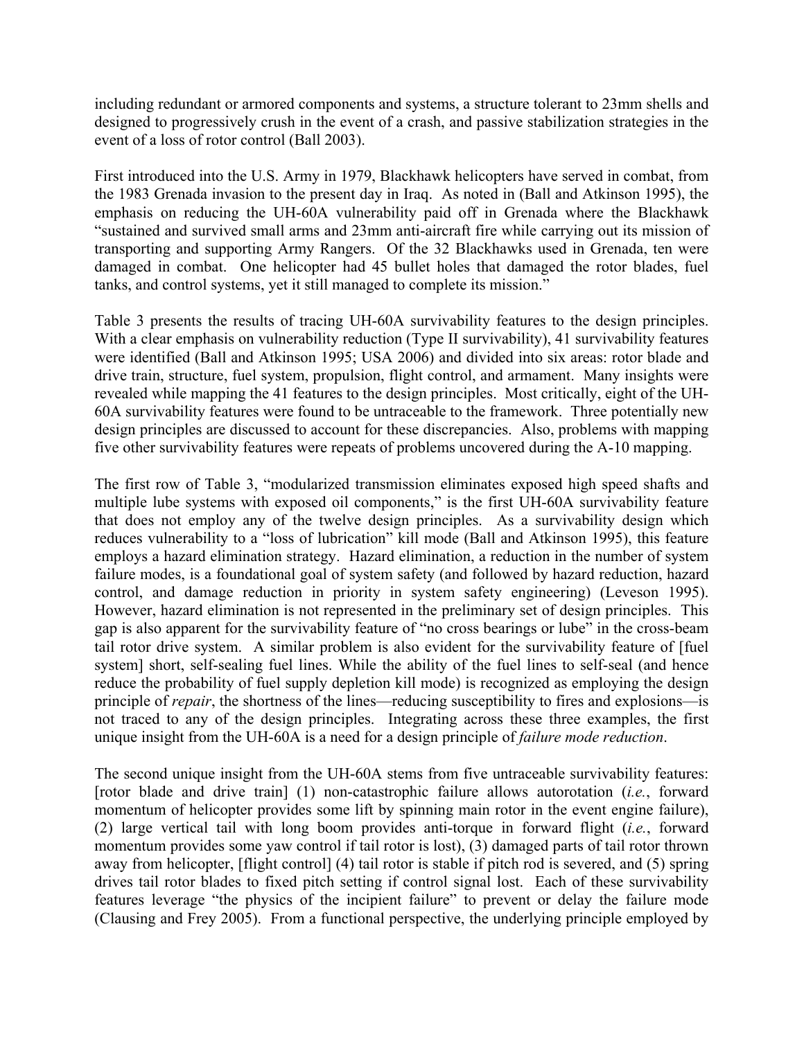including redundant or armored components and systems, a structure tolerant to 23mm shells and designed to progressively crush in the event of a crash, and passive stabilization strategies in the event of a loss of rotor control (Ball 2003).

First introduced into the U.S. Army in 1979, Blackhawk helicopters have served in combat, from the 1983 Grenada invasion to the present day in Iraq. As noted in (Ball and Atkinson 1995), the emphasis on reducing the UH-60A vulnerability paid off in Grenada where the Blackhawk "sustained and survived small arms and 23mm anti-aircraft fire while carrying out its mission of transporting and supporting Army Rangers. Of the 32 Blackhawks used in Grenada, ten were damaged in combat. One helicopter had 45 bullet holes that damaged the rotor blades, fuel tanks, and control systems, yet it still managed to complete its mission."

Table 3 presents the results of tracing UH-60A survivability features to the design principles. With a clear emphasis on vulnerability reduction (Type II survivability), 41 survivability features were identified (Ball and Atkinson 1995; USA 2006) and divided into six areas: rotor blade and drive train, structure, fuel system, propulsion, flight control, and armament. Many insights were revealed while mapping the 41 features to the design principles. Most critically, eight of the UH-60A survivability features were found to be untraceable to the framework. Three potentially new design principles are discussed to account for these discrepancies. Also, problems with mapping five other survivability features were repeats of problems uncovered during the A-10 mapping.

The first row of Table 3, "modularized transmission eliminates exposed high speed shafts and multiple lube systems with exposed oil components," is the first UH-60A survivability feature that does not employ any of the twelve design principles. As a survivability design which reduces vulnerability to a "loss of lubrication" kill mode (Ball and Atkinson 1995), this feature employs a hazard elimination strategy. Hazard elimination, a reduction in the number of system failure modes, is a foundational goal of system safety (and followed by hazard reduction, hazard control, and damage reduction in priority in system safety engineering) (Leveson 1995). However, hazard elimination is not represented in the preliminary set of design principles. This gap is also apparent for the survivability feature of "no cross bearings or lube" in the cross-beam tail rotor drive system. A similar problem is also evident for the survivability feature of [fuel system] short, self-sealing fuel lines. While the ability of the fuel lines to self-seal (and hence reduce the probability of fuel supply depletion kill mode) is recognized as employing the design principle of *repair*, the shortness of the lines—reducing susceptibility to fires and explosions—is not traced to any of the design principles. Integrating across these three examples, the first unique insight from the UH-60A is a need for a design principle of *failure mode reduction*.

The second unique insight from the UH-60A stems from five untraceable survivability features: [rotor blade and drive train] (1) non-catastrophic failure allows autorotation (*i.e.*, forward momentum of helicopter provides some lift by spinning main rotor in the event engine failure), (2) large vertical tail with long boom provides anti-torque in forward flight (*i.e.*, forward momentum provides some yaw control if tail rotor is lost), (3) damaged parts of tail rotor thrown away from helicopter, [flight control] (4) tail rotor is stable if pitch rod is severed, and (5) spring drives tail rotor blades to fixed pitch setting if control signal lost. Each of these survivability features leverage "the physics of the incipient failure" to prevent or delay the failure mode (Clausing and Frey 2005). From a functional perspective, the underlying principle employed by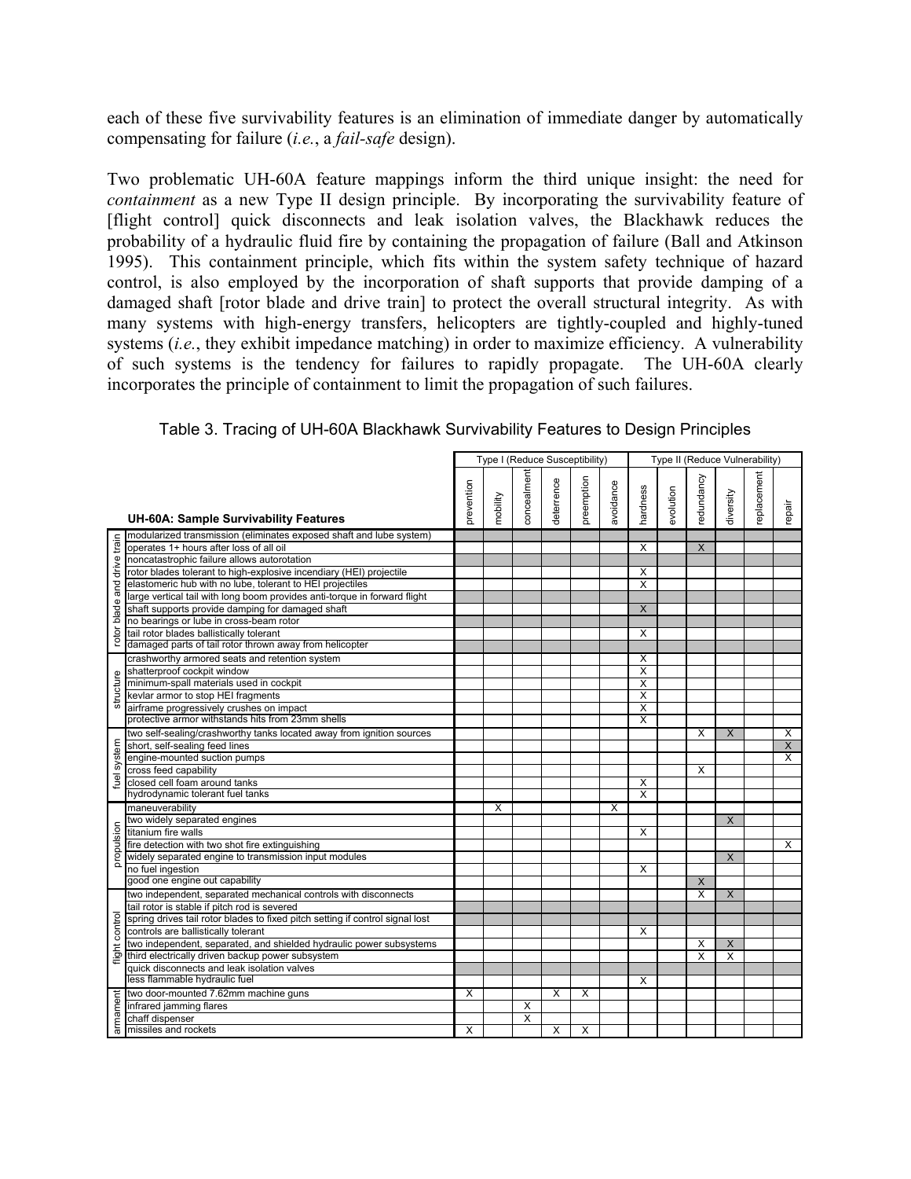each of these five survivability features is an elimination of immediate danger by automatically compensating for failure (*i.e.*, a *fail-safe* design).

Two problematic UH-60A feature mappings inform the third unique insight: the need for *containment* as a new Type II design principle. By incorporating the survivability feature of [flight control] quick disconnects and leak isolation valves, the Blackhawk reduces the probability of a hydraulic fluid fire by containing the propagation of failure (Ball and Atkinson 1995). This containment principle, which fits within the system safety technique of hazard control, is also employed by the incorporation of shaft supports that provide damping of a damaged shaft [rotor blade and drive train] to protect the overall structural integrity. As with many systems with high-energy transfers, helicopters are tightly-coupled and highly-tuned systems (*i.e.*, they exhibit impedance matching) in order to maximize efficiency. A vulnerability of such systems is the tendency for failures to rapidly propagate. The UH-60A clearly incorporates the principle of containment to limit the propagation of such failures.

Table 3. Tracing of UH-60A Blackhawk Survivability Features to Design Principles

| | | Type I (Reduce Susceptibility) | | | | | | Type II (Reduce Vulnerability) | | | | | |
|---|---|---|---|---|---|---|---|---|---|---|---|---|---|
| | **UH-60A: Sample Survivability Features** | prevention | mobility | concealment | deterrence | preemption | avoidance | hardness | evolution | redundancy | diversity | replacement | repair |
| rotor blade and drive train | modularized transmission (eliminates exposed shaft and lube system) | | | | | | | | | | | | |
| | operates 1+ hours after loss of all oil | | | | | | | X | | X | | | |
| | noncatastrophic failure allows autorotation | | | | | | | | | | | | |
| | rotor blades tolerant to high-explosive incendiary (HEI) projectile | | | | | | | X | | | | | |
| | elastomeric hub with no lube, tolerant to HEI projectiles | | | | | | | X | | | | | |
| | large vertical tail with long boom provides anti-torque in forward flight | | | | | | | | | | | | |
| | shaft supports provide damping for damaged shaft | | | | | | | X | | | | | |
| | no bearings or lube in cross-beam rotor | | | | | | | | | | | | |
| | tail rotor blades ballistically tolerant | | | | | | | X | | | | | |
| | damaged parts of tail rotor thrown away from helicopter | | | | | | | | | | | | |
| structure | crashworthy armored seats and retention system | | | | | | | X | | | | | |
| | shatterproof cockpit window | | | | | | | X | | | | | |
| | minimum-spall materials used in cockpit | | | | | | | X | | | | | |
| | kevlar armor to stop HEI fragments | | | | | | | X | | | | | |
| | airframe progressively crushes on impact | | | | | | | X | | | | | |
| | protective armor withstands hits from 23mm shells | | | | | | | X | | | | | |
| fuel system | two self-sealing/crashworthy tanks located away from ignition sources | | | | | | | | | X | X | | X |
| | short, self-sealing feed lines | | | | | | | | | | | | X |
| | engine-mounted suction pumps | | | | | | | | | | | | X |
| | cross feed capability | | | | | | | | | X | | | |
| | closed cell foam around tanks | | | | | | | X | | | | | |
| | hydrodynamic tolerant fuel tanks | | | | | | | X | | | | | |
| propulsion | maneuverability | | X | | | | X | | | | | | |
| | two widely separated engines | | | | | | | | | | X | | |
| | titanium fire walls | | | | | | | X | | | | | |
| | fire detection with two shot fire extinguishing | | | | | | | | | | | | X |
| | widely separated engine to transmission input modules | | | | | | | | | | X | | |
| | no fuel ingestion | | | | | | | X | | | | | |
| | good one engine out capability | | | | | | | | | X | | | |
| flight control | two independent, separated mechanical controls with disconnects | | | | | | | | | X | X | | |
| | tail rotor is stable if pitch rod is severed | | | | | | | | | | | | |
| | spring drives tail rotor blades to fixed pitch setting if control signal lost | | | | | | | | | | | | |
| | controls are ballistically tolerant | | | | | | | X | | | | | |
| | two independent, separated, and shielded hydraulic power subsystems | | | | | | | | | X | X | | |
| | third electrically driven backup power subsystem | | | | | | | | | X | X | | |
| | quick disconnects and leak isolation valves | | | | | | | | | | | | |
| | less flammable hydraulic fuel | | | | | | | X | | | | | |
| armament | two door-mounted 7.62mm machine guns | X | | | X | X | | | | | | | |
| | infrared jamming flares | | | X | | | | | | | | | |
| | chaff dispenser | | | X | | | | | | | | | |
| | missiles and rockets | X | | | X | X | | | | | | | |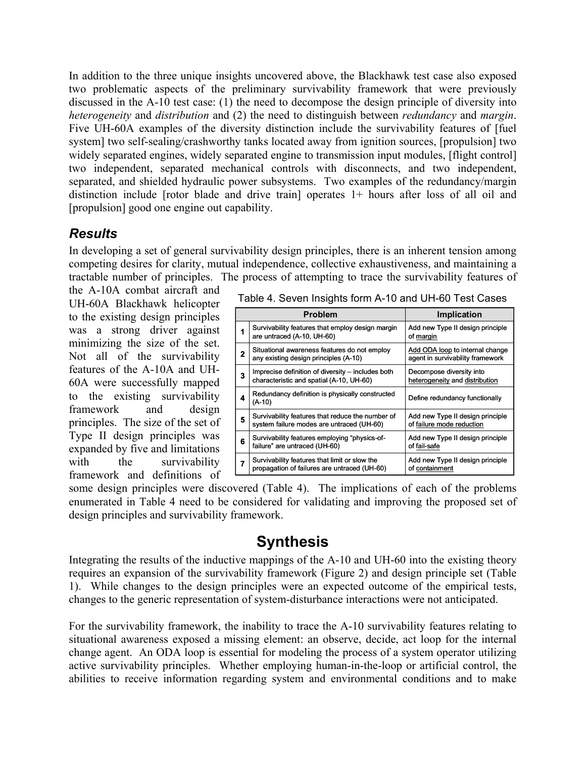In addition to the three unique insights uncovered above, the Blackhawk test case also exposed two problematic aspects of the preliminary survivability framework that were previously discussed in the A-10 test case: (1) the need to decompose the design principle of diversity into *heterogeneity* and *distribution* and (2) the need to distinguish between *redundancy* and *margin*. Five UH-60A examples of the diversity distinction include the survivability features of [fuel system] two self-sealing/crashworthy tanks located away from ignition sources, [propulsion] two widely separated engines, widely separated engine to transmission input modules, [flight control] two independent, separated mechanical controls with disconnects, and two independent, separated, and shielded hydraulic power subsystems. Two examples of the redundancy/margin distinction include [rotor blade and drive train] operates 1+ hours after loss of all oil and [propulsion] good one engine out capability.

### *Results*

In developing a set of general survivability design principles, there is an inherent tension among competing desires for clarity, mutual independence, collective exhaustiveness, and maintaining a tractable number of principles. The process of attempting to trace the survivability features of the A-10A combat aircraft and UH-60A Blackhawk helicopter to the existing design principles was a strong driver against minimizing the size of the set. Not all of the survivability features of the A-10A and UH-60A were successfully mapped to the existing survivability framework and design principles. The size of the set of Type II design principles was expanded by five and limitations with the survivability framework and definitions of some design principles were discovered (Table 4). The implications of each of the problems enumerated in Table 4 need to be considered for validating and improving the proposed set of design principles and survivability framework.

Table 4. Seven Insights form A-10 and UH-60 Test Cases

| | Problem | Implication |
|---|---|---|
| **1** | Survivability features that employ design margin are untraced (A-10, UH-60) | Add new Type II design principle of margin |
| **2** | Situational awareness features do not employ any existing design principles (A-10) | Add ODA loop to internal change agent in survivability framework |
| **3** | Imprecise definition of diversity – includes both characteristic and spatial (A-10, UH-60) | Decompose diversity into heterogeneity and distribution |
| **4** | Redundancy definition is physically constructed (A-10) | Define redundancy functionally |
| **5** | Survivability features that reduce the number of system failure modes are untraced (UH-60) | Add new Type II design principle of failure mode reduction |
| **6** | Survivability features employing "physics-of-failure" are untraced (UH-60) | Add new Type II design principle of fail-safe |
| **7** | Survivability features that limit or slow the propagation of failures are untraced (UH-60) | Add new Type II design principle of containment |

## Synthesis

Integrating the results of the inductive mappings of the A-10 and UH-60 into the existing theory requires an expansion of the survivability framework (Figure 2) and design principle set (Table 1). While changes to the design principles were an expected outcome of the empirical tests, changes to the generic representation of system-disturbance interactions were not anticipated.

For the survivability framework, the inability to trace the A-10 survivability features relating to situational awareness exposed a missing element: an observe, decide, act loop for the internal change agent. An ODA loop is essential for modeling the process of a system operator utilizing active survivability principles. Whether employing human-in-the-loop or artificial control, the abilities to receive information regarding system and environmental conditions and to make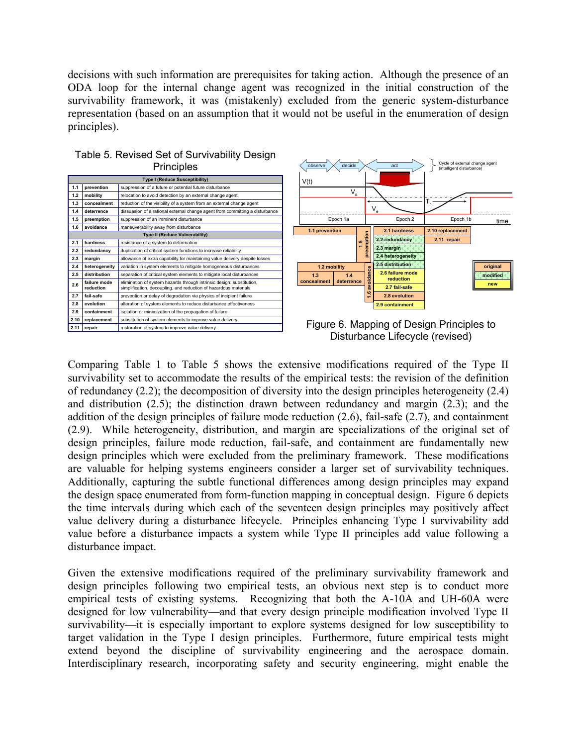decisions with such information are prerequisites for taking action. Although the presence of an ODA loop for the internal change agent was recognized in the initial construction of the survivability framework, it was (mistakenly) excluded from the generic system-disturbance representation (based on an assumption that it would not be useful in the enumeration of design principles).

Table 5. Revised Set of Survivability Design Principles

| | | |
|---|---|---|
| **Type I (Reduce Susceptibility)** | | |
| 1.1 | prevention | suppression of a future or potential future disturbance |
| 1.2 | mobility | relocation to avoid detection by an external change agent |
| 1.3 | concealment | reduction of the visibility of a system from an external change agent |
| 1.4 | deterrence | dissuasion of a rational external change agent from committing a disturbance |
| 1.5 | preemption | suppression of an imminent disturbance |
| 1.6 | avoidance | maneuverability away from disturbance |
| **Type II (Reduce Vulnerability)** | | |
| 2.1 | hardness | resistance of a system to deformation |
| 2.2 | redundancy | duplication of critical system functions to increase reliability |
| 2.3 | margin | allowance of extra capability for maintaining value delivery despite losses |
| 2.4 | heterogeneity | variation in system elements to mitigate homogeneous disturbances |
| 2.5 | distribution | separation of critical system elements to mitigate local disturbances |
| 2.6 | failure mode reduction | elimination of system hazards through intrinsic design: substitution, simplification, decoupling, and reduction of hazardous materials |
| 2.7 | fail-safe | prevention or delay of degradation via physics of incipient failure |
| 2.8 | evolution | alteration of system elements to reduce disturbance effectiveness |
| 2.9 | containment | isolation or minimization of the propagation of failure |
| 2.10 | replacement | substitution of system elements to improve value delivery |
| 2.11 | repair | restoration of system to improve value delivery |

Figure 6. Mapping of Design Principles to Disturbance Lifecycle (revised)

Comparing Table 1 to Table 5 shows the extensive modifications required of the Type II survivability set to accommodate the results of the empirical tests: the revision of the definition of redundancy (2.2); the decomposition of diversity into the design principles heterogeneity (2.4) and distribution (2.5); the distinction drawn between redundancy and margin (2.3); and the addition of the design principles of failure mode reduction (2.6), fail-safe (2.7), and containment (2.9). While heterogeneity, distribution, and margin are specializations of the original set of design principles, failure mode reduction, fail-safe, and containment are fundamentally new design principles which were excluded from the preliminary framework. These modifications are valuable for helping systems engineers consider a larger set of survivability techniques. Additionally, capturing the subtle functional differences among design principles may expand the design space enumerated from form-function mapping in conceptual design. Figure 6 depicts the time intervals during which each of the seventeen design principles may positively affect value delivery during a disturbance lifecycle. Principles enhancing Type I survivability add value before a disturbance impacts a system while Type II principles add value following a disturbance impact.

Given the extensive modifications required of the preliminary survivability framework and design principles following two empirical tests, an obvious next step is to conduct more empirical tests of existing systems. Recognizing that both the A-10A and UH-60A were designed for low vulnerability—and that every design principle modification involved Type II survivability—it is especially important to explore systems designed for low susceptibility to target validation in the Type I design principles. Furthermore, future empirical tests might extend beyond the discipline of survivability engineering and the aerospace domain. Interdisciplinary research, incorporating safety and security engineering, might enable the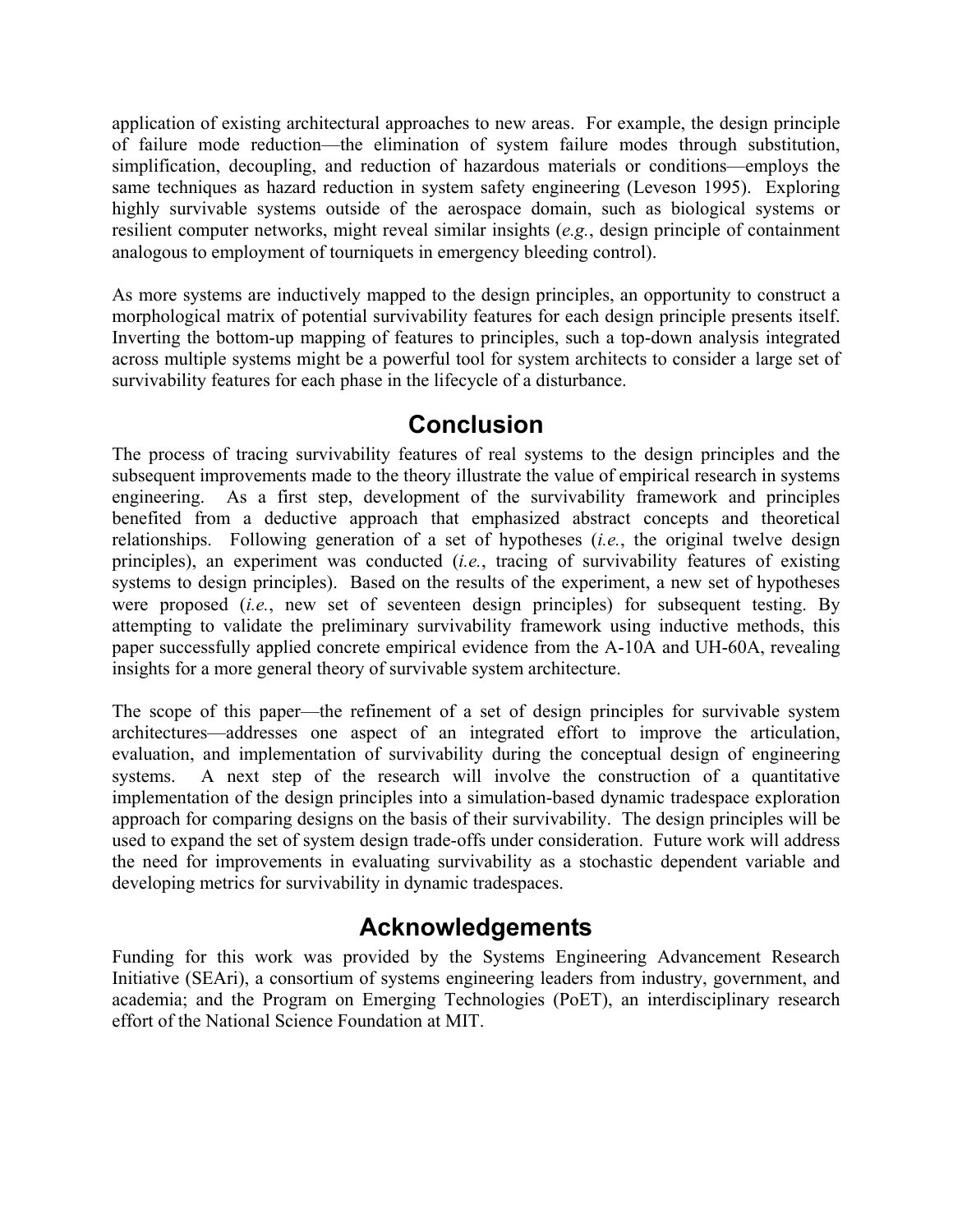application of existing architectural approaches to new areas. For example, the design principle of failure mode reduction—the elimination of system failure modes through substitution, simplification, decoupling, and reduction of hazardous materials or conditions—employs the same techniques as hazard reduction in system safety engineering (Leveson 1995). Exploring highly survivable systems outside of the aerospace domain, such as biological systems or resilient computer networks, might reveal similar insights (*e.g.*, design principle of containment analogous to employment of tourniquets in emergency bleeding control).

As more systems are inductively mapped to the design principles, an opportunity to construct a morphological matrix of potential survivability features for each design principle presents itself. Inverting the bottom-up mapping of features to principles, such a top-down analysis integrated across multiple systems might be a powerful tool for system architects to consider a large set of survivability features for each phase in the lifecycle of a disturbance.

## Conclusion

The process of tracing survivability features of real systems to the design principles and the subsequent improvements made to the theory illustrate the value of empirical research in systems engineering. As a first step, development of the survivability framework and principles benefited from a deductive approach that emphasized abstract concepts and theoretical relationships. Following generation of a set of hypotheses (*i.e.*, the original twelve design principles), an experiment was conducted (*i.e.*, tracing of survivability features of existing systems to design principles). Based on the results of the experiment, a new set of hypotheses were proposed (*i.e.*, new set of seventeen design principles) for subsequent testing. By attempting to validate the preliminary survivability framework using inductive methods, this paper successfully applied concrete empirical evidence from the A-10A and UH-60A, revealing insights for a more general theory of survivable system architecture.

The scope of this paper—the refinement of a set of design principles for survivable system architectures—addresses one aspect of an integrated effort to improve the articulation, evaluation, and implementation of survivability during the conceptual design of engineering systems. A next step of the research will involve the construction of a quantitative implementation of the design principles into a simulation-based dynamic tradespace exploration approach for comparing designs on the basis of their survivability. The design principles will be used to expand the set of system design trade-offs under consideration. Future work will address the need for improvements in evaluating survivability as a stochastic dependent variable and developing metrics for survivability in dynamic tradespaces.

## Acknowledgements

Funding for this work was provided by the Systems Engineering Advancement Research Initiative (SEAri), a consortium of systems engineering leaders from industry, government, and academia; and the Program on Emerging Technologies (PoET), an interdisciplinary research effort of the National Science Foundation at MIT.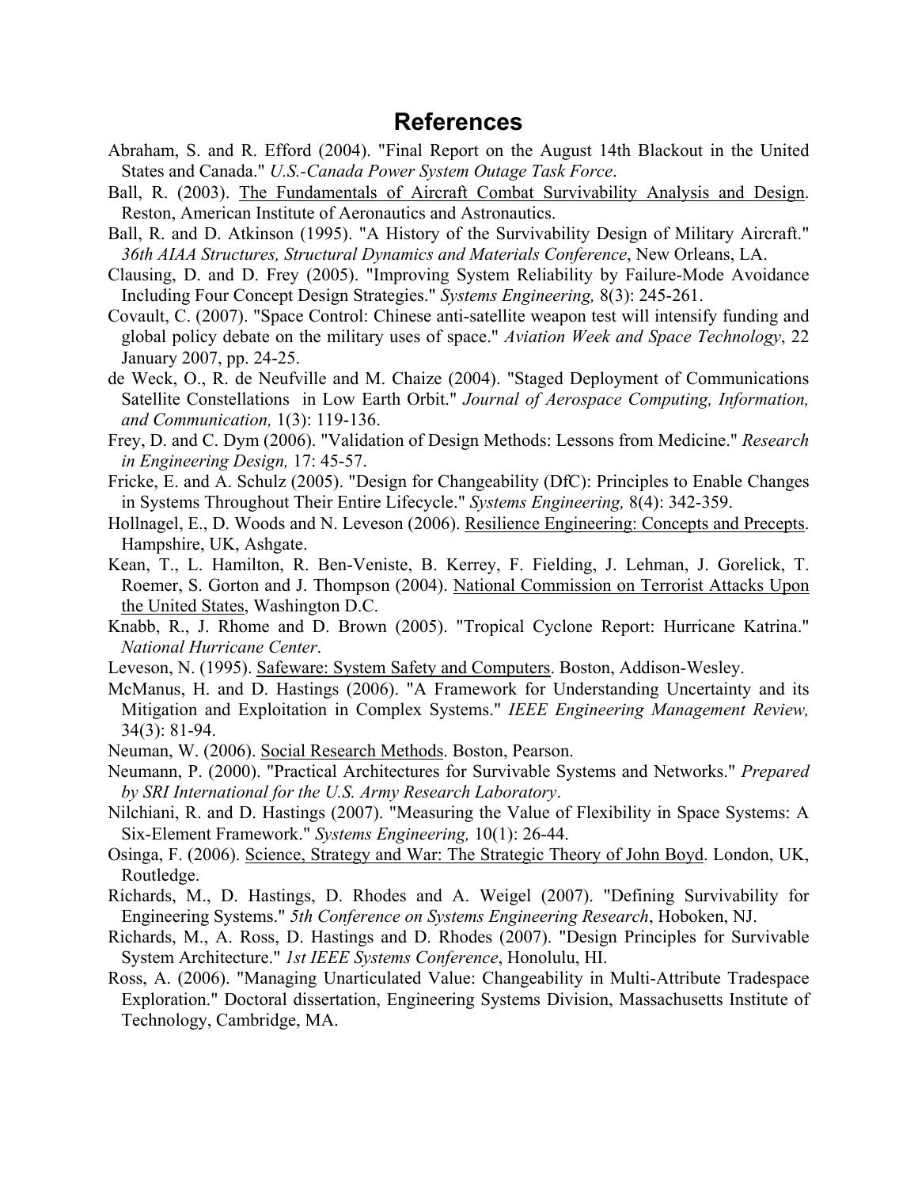# References

Abraham, S. and R. Efford (2004). "Final Report on the August 14th Blackout in the United States and Canada." *U.S.-Canada Power System Outage Task Force*.

Ball, R. (2003). The Fundamentals of Aircraft Combat Survivability Analysis and Design. Reston, American Institute of Aeronautics and Astronautics.

Ball, R. and D. Atkinson (1995). "A History of the Survivability Design of Military Aircraft." *36th AIAA Structures, Structural Dynamics and Materials Conference*, New Orleans, LA.

Clausing, D. and D. Frey (2005). "Improving System Reliability by Failure-Mode Avoidance Including Four Concept Design Strategies." *Systems Engineering,* 8(3): 245-261.

Covault, C. (2007). "Space Control: Chinese anti-satellite weapon test will intensify funding and global policy debate on the military uses of space." *Aviation Week and Space Technology*, 22 January 2007, pp. 24-25.

de Weck, O., R. de Neufville and M. Chaize (2004). "Staged Deployment of Communications Satellite Constellations in Low Earth Orbit." *Journal of Aerospace Computing, Information, and Communication,* 1(3): 119-136.

Frey, D. and C. Dym (2006). "Validation of Design Methods: Lessons from Medicine." *Research in Engineering Design,* 17: 45-57.

Fricke, E. and A. Schulz (2005). "Design for Changeability (DfC): Principles to Enable Changes in Systems Throughout Their Entire Lifecycle." *Systems Engineering,* 8(4): 342-359.

Hollnagel, E., D. Woods and N. Leveson (2006). Resilience Engineering: Concepts and Precepts. Hampshire, UK, Ashgate.

Kean, T., L. Hamilton, R. Ben-Veniste, B. Kerrey, F. Fielding, J. Lehman, J. Gorelick, T. Roemer, S. Gorton and J. Thompson (2004). National Commission on Terrorist Attacks Upon the United States, Washington D.C.

Knabb, R., J. Rhome and D. Brown (2005). "Tropical Cyclone Report: Hurricane Katrina." *National Hurricane Center*.

Leveson, N. (1995). Safeware: System Safety and Computers. Boston, Addison-Wesley.

McManus, H. and D. Hastings (2006). "A Framework for Understanding Uncertainty and its Mitigation and Exploitation in Complex Systems." *IEEE Engineering Management Review,* 34(3): 81-94.

Neuman, W. (2006). Social Research Methods. Boston, Pearson.

Neumann, P. (2000). "Practical Architectures for Survivable Systems and Networks." *Prepared by SRI International for the U.S. Army Research Laboratory*.

Nilchiani, R. and D. Hastings (2007). "Measuring the Value of Flexibility in Space Systems: A Six-Element Framework." *Systems Engineering,* 10(1): 26-44.

Osinga, F. (2006). Science, Strategy and War: The Strategic Theory of John Boyd. London, UK, Routledge.

Richards, M., D. Hastings, D. Rhodes and A. Weigel (2007). "Defining Survivability for Engineering Systems." *5th Conference on Systems Engineering Research*, Hoboken, NJ.

Richards, M., A. Ross, D. Hastings and D. Rhodes (2007). "Design Principles for Survivable System Architecture." *1st IEEE Systems Conference*, Honolulu, HI.

Ross, A. (2006). "Managing Unarticulated Value: Changeability in Multi-Attribute Tradespace Exploration." Doctoral dissertation, Engineering Systems Division, Massachusetts Institute of Technology, Cambridge, MA.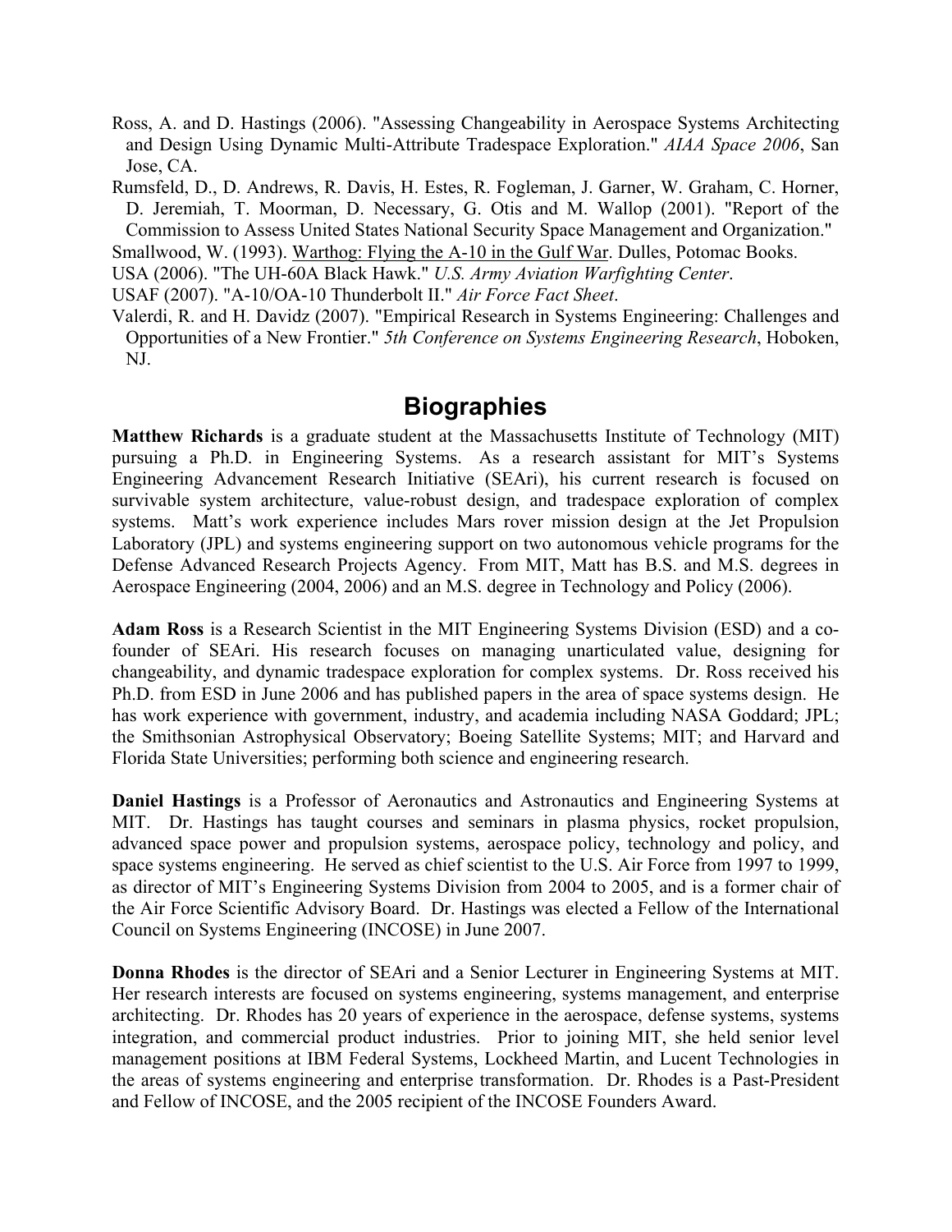Ross, A. and D. Hastings (2006). "Assessing Changeability in Aerospace Systems Architecting and Design Using Dynamic Multi-Attribute Tradespace Exploration." *AIAA Space 2006*, San Jose, CA.

Rumsfeld, D., D. Andrews, R. Davis, H. Estes, R. Fogleman, J. Garner, W. Graham, C. Horner, D. Jeremiah, T. Moorman, D. Necessary, G. Otis and M. Wallop (2001). "Report of the Commission to Assess United States National Security Space Management and Organization."

Smallwood, W. (1993). Warthog: Flying the A-10 in the Gulf War. Dulles, Potomac Books.

USA (2006). "The UH-60A Black Hawk." *U.S. Army Aviation Warfighting Center*.

USAF (2007). "A-10/OA-10 Thunderbolt II." *Air Force Fact Sheet*.

Valerdi, R. and H. Davidz (2007). "Empirical Research in Systems Engineering: Challenges and Opportunities of a New Frontier." *5th Conference on Systems Engineering Research*, Hoboken, NJ.

## Biographies

**Matthew Richards** is a graduate student at the Massachusetts Institute of Technology (MIT) pursuing a Ph.D. in Engineering Systems. As a research assistant for MIT's Systems Engineering Advancement Research Initiative (SEAri), his current research is focused on survivable system architecture, value-robust design, and tradespace exploration of complex systems. Matt's work experience includes Mars rover mission design at the Jet Propulsion Laboratory (JPL) and systems engineering support on two autonomous vehicle programs for the Defense Advanced Research Projects Agency. From MIT, Matt has B.S. and M.S. degrees in Aerospace Engineering (2004, 2006) and an M.S. degree in Technology and Policy (2006).

**Adam Ross** is a Research Scientist in the MIT Engineering Systems Division (ESD) and a co-founder of SEAri. His research focuses on managing unarticulated value, designing for changeability, and dynamic tradespace exploration for complex systems. Dr. Ross received his Ph.D. from ESD in June 2006 and has published papers in the area of space systems design. He has work experience with government, industry, and academia including NASA Goddard; JPL; the Smithsonian Astrophysical Observatory; Boeing Satellite Systems; MIT; and Harvard and Florida State Universities; performing both science and engineering research.

**Daniel Hastings** is a Professor of Aeronautics and Astronautics and Engineering Systems at MIT. Dr. Hastings has taught courses and seminars in plasma physics, rocket propulsion, advanced space power and propulsion systems, aerospace policy, technology and policy, and space systems engineering. He served as chief scientist to the U.S. Air Force from 1997 to 1999, as director of MIT's Engineering Systems Division from 2004 to 2005, and is a former chair of the Air Force Scientific Advisory Board. Dr. Hastings was elected a Fellow of the International Council on Systems Engineering (INCOSE) in June 2007.

**Donna Rhodes** is the director of SEAri and a Senior Lecturer in Engineering Systems at MIT. Her research interests are focused on systems engineering, systems management, and enterprise architecting. Dr. Rhodes has 20 years of experience in the aerospace, defense systems, systems integration, and commercial product industries. Prior to joining MIT, she held senior level management positions at IBM Federal Systems, Lockheed Martin, and Lucent Technologies in the areas of systems engineering and enterprise transformation. Dr. Rhodes is a Past-President and Fellow of INCOSE, and the 2005 recipient of the INCOSE Founders Award.